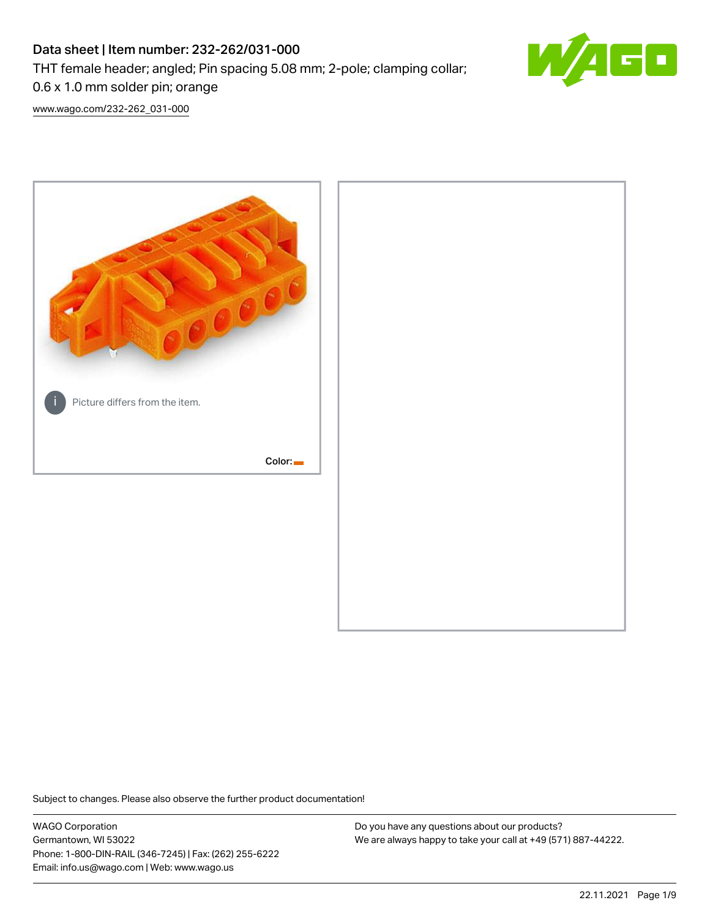# Data sheet | Item number: 232-262/031-000

THT female header; angled; Pin spacing 5.08 mm; 2-pole; clamping collar; 0.6 x 1.0 mm solder pin; orange

www.wago.com/232-262_031-000

Picture differs from the item.

Color:

Subject to changes. Please also observe the further product documentation!

WAGO Corporation
Germantown, WI 53022
Phone: 1-800-DIN-RAIL (346-7245) | Fax: (262) 255-6222
Email: info.us@wago.com | Web: www.wago.us

Do you have any questions about our products?
We are always happy to take your call at +49 (571) 887-44222.

22.11.2021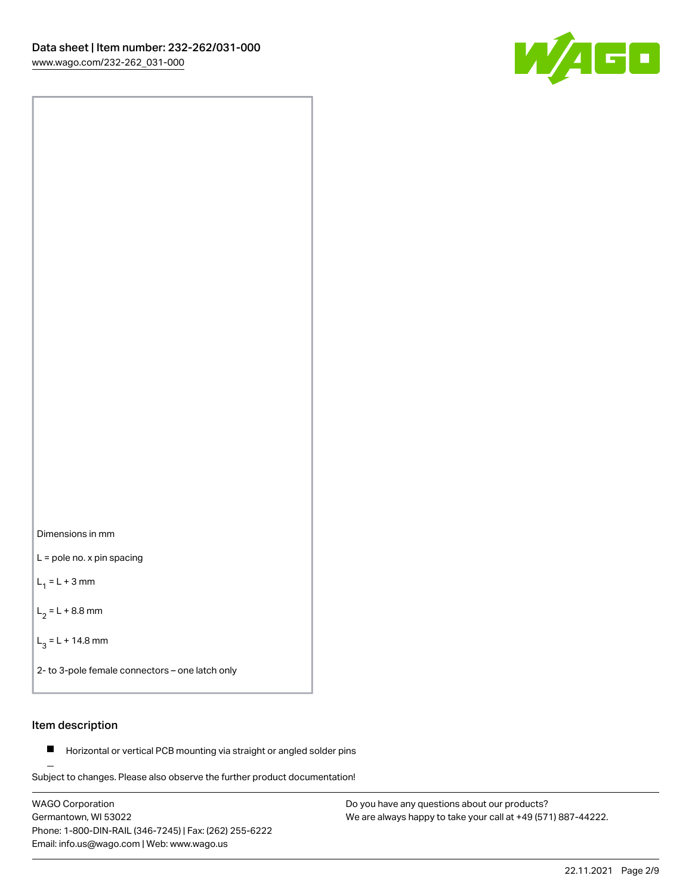Dimensions in mm

L = pole no. x pin spacing

$L_1$ = L + 3 mm

$L_2$ = L + 8.8 mm

$L_3$ = L + 14.8 mm

2- to 3-pole female connectors – one latch only

## Item description

- Horizontal or vertical PCB mounting via straight or angled solder pins

Subject to changes. Please also observe the further product documentation!

WAGO Corporation
Germantown, WI 53022
Phone: 1-800-DIN-RAIL (346-7245) | Fax: (262) 255-6222
Email: info.us@wago.com | Web: www.wago.us

Do you have any questions about our products?
We are always happy to take your call at +49 (571) 887-44222.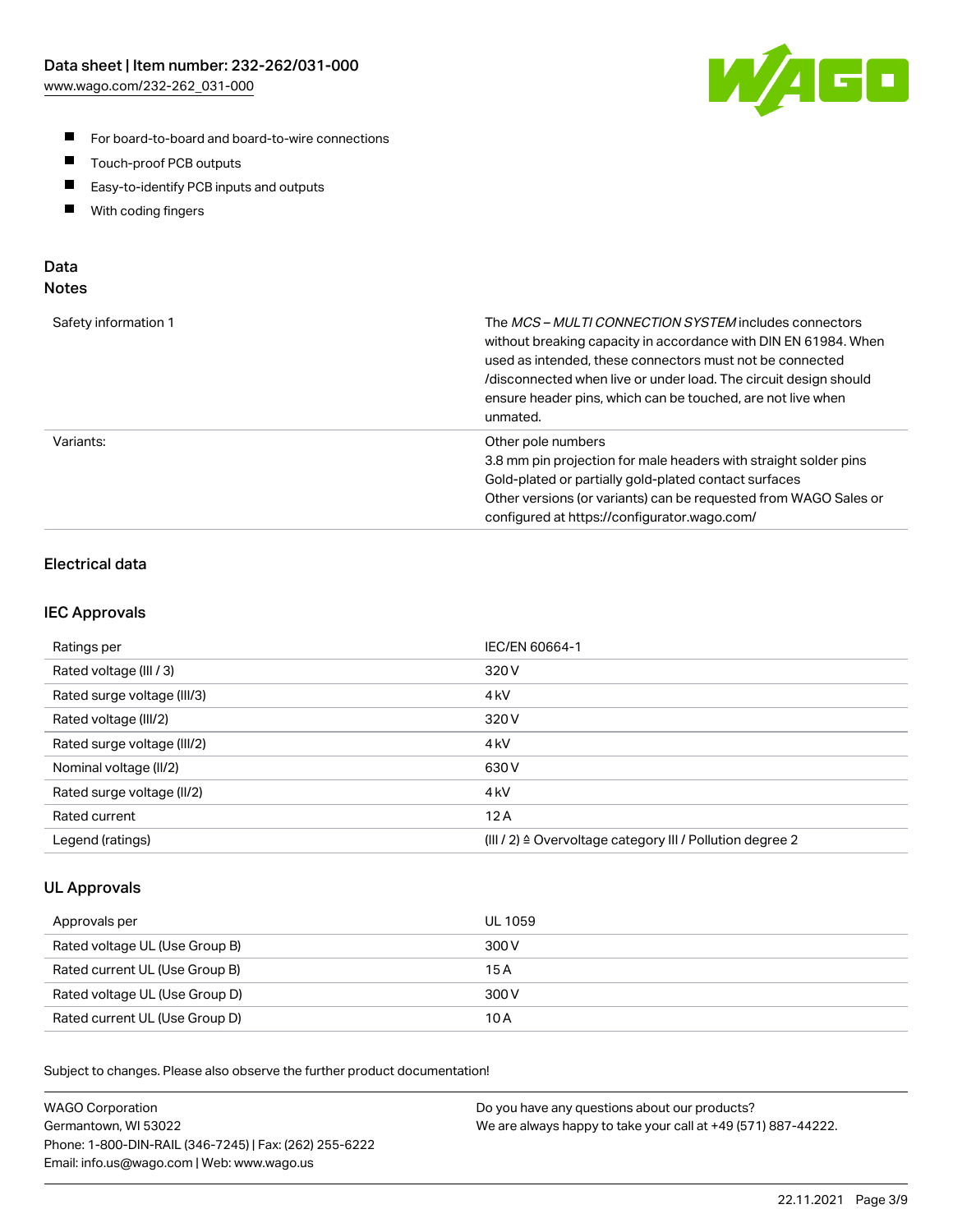- For board-to-board and board-to-wire connections
- Touch-proof PCB outputs
- Easy-to-identify PCB inputs and outputs
- With coding fingers

## Data
## Notes

| | |
|---|---|
| Safety information 1 | The *MCS – MULTI CONNECTION SYSTEM* includes connectors without breaking capacity in accordance with DIN EN 61984. When used as intended, these connectors must not be connected /disconnected when live or under load. The circuit design should ensure header pins, which can be touched, are not live when unmated. |
| Variants: | Other pole numbers<br>3.8 mm pin projection for male headers with straight solder pins<br>Gold-plated or partially gold-plated contact surfaces<br>Other versions (or variants) can be requested from WAGO Sales or configured at https://configurator.wago.com/ |

### Electrical data

### IEC Approvals

| | |
|---|---|
| Ratings per | IEC/EN 60664-1 |
| Rated voltage (III / 3) | 320 V |
| Rated surge voltage (III/3) | 4 kV |
| Rated voltage (III/2) | 320 V |
| Rated surge voltage (III/2) | 4 kV |
| Nominal voltage (II/2) | 630 V |
| Rated surge voltage (II/2) | 4 kV |
| Rated current | 12 A |
| Legend (ratings) | (III / 2) ≙ Overvoltage category III / Pollution degree 2 |

### UL Approvals

| | |
|---|---|
| Approvals per | UL 1059 |
| Rated voltage UL (Use Group B) | 300 V |
| Rated current UL (Use Group B) | 15 A |
| Rated voltage UL (Use Group D) | 300 V |
| Rated current UL (Use Group D) | 10 A |

Subject to changes. Please also observe the further product documentation!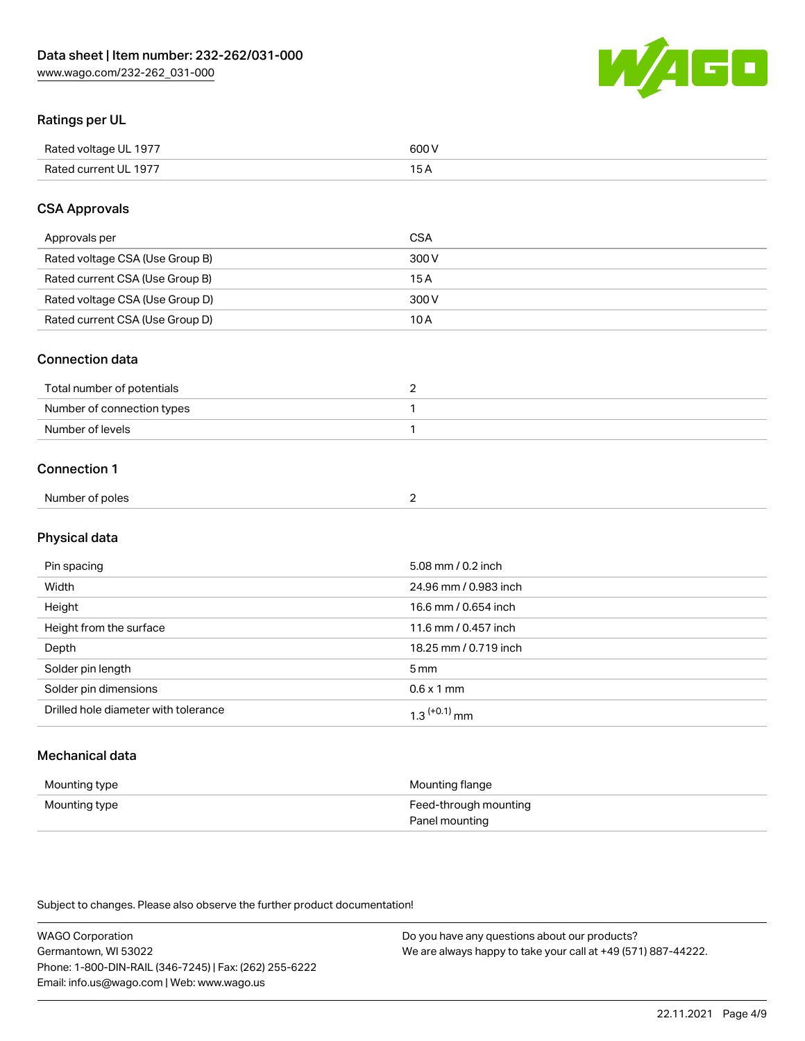## Ratings per UL

| | |
|---|---|
| Rated voltage UL 1977 | 600 V |
| Rated current UL 1977 | 15 A |

## CSA Approvals

| | |
|---|---|
| Approvals per | CSA |
| Rated voltage CSA (Use Group B) | 300 V |
| Rated current CSA (Use Group B) | 15 A |
| Rated voltage CSA (Use Group D) | 300 V |
| Rated current CSA (Use Group D) | 10 A |

## Connection data

| | |
|---|---|
| Total number of potentials | 2 |
| Number of connection types | 1 |
| Number of levels | 1 |

## Connection 1

| | |
|---|---|
| Number of poles | 2 |

## Physical data

| | |
|---|---|
| Pin spacing | 5.08 mm / 0.2 inch |
| Width | 24.96 mm / 0.983 inch |
| Height | 16.6 mm / 0.654 inch |
| Height from the surface | 11.6 mm / 0.457 inch |
| Depth | 18.25 mm / 0.719 inch |
| Solder pin length | 5 mm |
| Solder pin dimensions | 0.6 x 1 mm |
| Drilled hole diameter with tolerance | $1.3^{(+0.1)}$ mm |

## Mechanical data

| | |
|---|---|
| Mounting type | Mounting flange |
| Mounting type | Feed-through mounting<br>Panel mounting |

Subject to changes. Please also observe the further product documentation!

WAGO Corporation
Germantown, WI 53022
Phone: 1-800-DIN-RAIL (346-7245) | Fax: (262) 255-6222
Email: info.us@wago.com | Web: www.wago.us

Do you have any questions about our products?
We are always happy to take your call at +49 (571) 887-44222.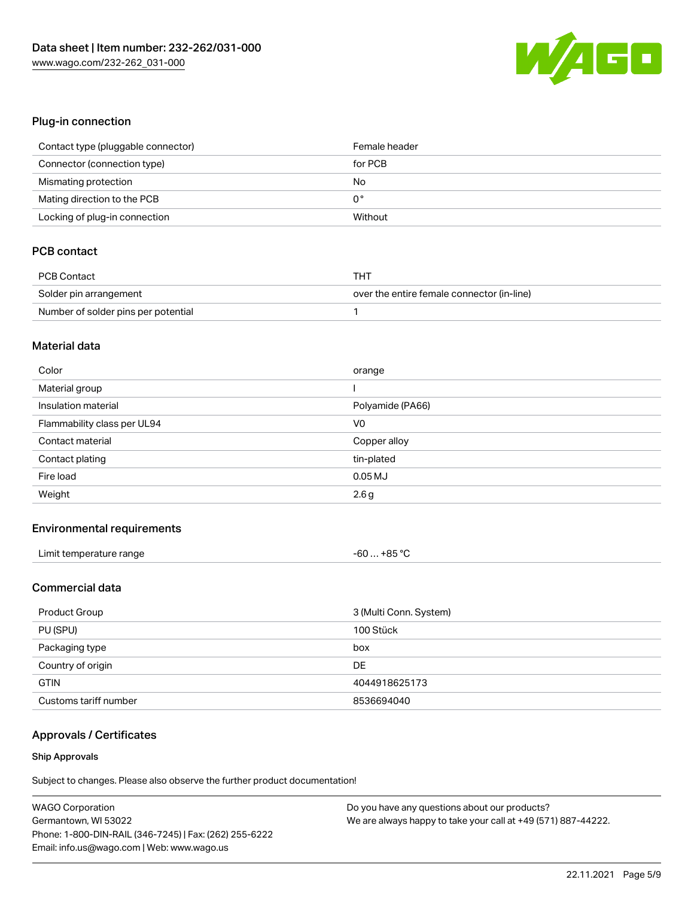## Plug-in connection

| | |
|---|---|
| Contact type (pluggable connector) | Female header |
| Connector (connection type) | for PCB |
| Mismating protection | No |
| Mating direction to the PCB | 0 ° |
| Locking of plug-in connection | Without |

## PCB contact

| | |
|---|---|
| PCB Contact | THT |
| Solder pin arrangement | over the entire female connector (in-line) |
| Number of solder pins per potential | 1 |

## Material data

| | |
|---|---|
| Color | orange |
| Material group | I |
| Insulation material | Polyamide (PA66) |
| Flammability class per UL94 | V0 |
| Contact material | Copper alloy |
| Contact plating | tin-plated |
| Fire load | 0.05 MJ |
| Weight | 2.6 g |

## Environmental requirements

| | |
|---|---|
| Limit temperature range | -60 … +85 °C |

## Commercial data

| | |
|---|---|
| Product Group | 3 (Multi Conn. System) |
| PU (SPU) | 100 Stück |
| Packaging type | box |
| Country of origin | DE |
| GTIN | 4044918625173 |
| Customs tariff number | 8536694040 |

## Approvals / Certificates

### Ship Approvals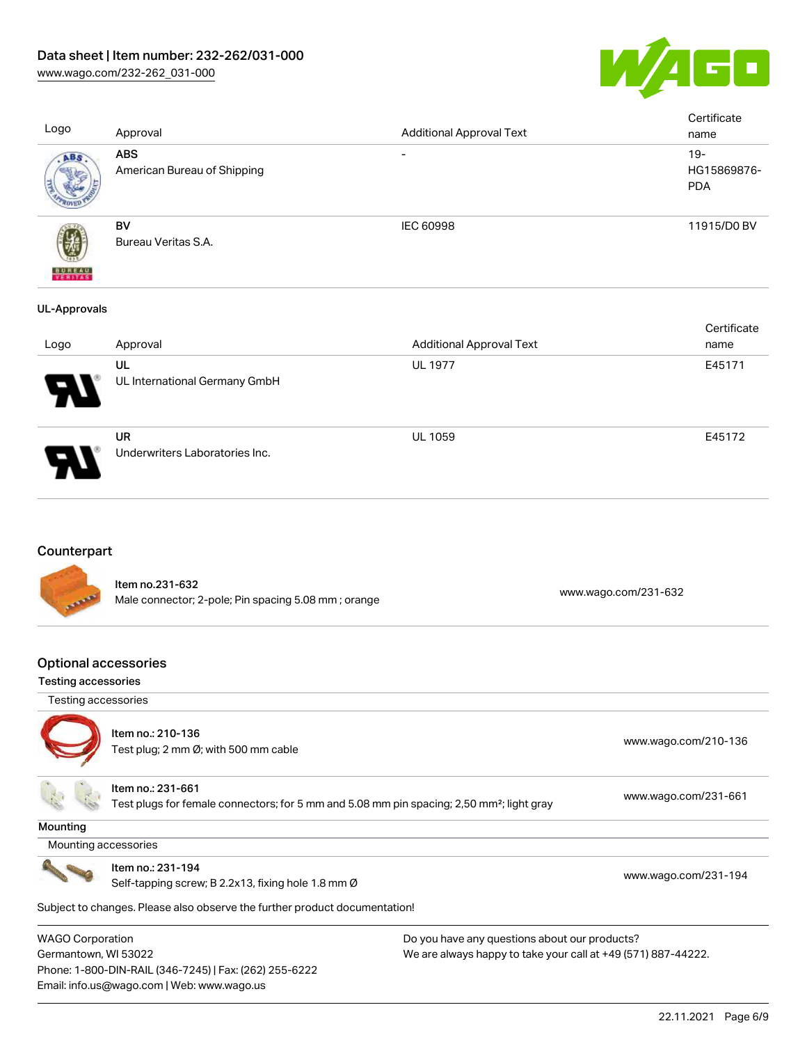| Logo | Approval | Additional Approval Text | Certificate name |
|---|---|---|---|
| | **ABS**<br>American Bureau of Shipping | - | 19-HG15869876-PDA |
| | **BV**<br>Bureau Veritas S.A. | IEC 60998 | 11915/D0 BV |

**UL-Approvals**

| Logo | Approval | Additional Approval Text | Certificate name |
|---|---|---|---|
| | **UL**<br>UL International Germany GmbH | UL 1977 | E45171 |
| | **UR**<br>Underwriters Laboratories Inc. | UL 1059 | E45172 |

## Counterpart

| Item | | Link |
|---|---|---|
| | Item no.231-632<br>Male connector; 2-pole; Pin spacing 5.08 mm ; orange | www.wago.com/231-632 |

## Optional accessories

### Testing accessories

Testing accessories

| | Item | Link |
|---|---|---|
| | Item no.: 210-136<br>Test plug; 2 mm Ø; with 500 mm cable | www.wago.com/210-136 |
| | Item no.: 231-661<br>Test plugs for female connectors; for 5 mm and 5.08 mm pin spacing; 2,50 mm²; light gray | www.wago.com/231-661 |

### Mounting

Mounting accessories

| | Item | Link |
|---|---|---|
| | Item no.: 231-194<br>Self-tapping screw; B 2.2x13, fixing hole 1.8 mm Ø | www.wago.com/231-194 |

Subject to changes. Please also observe the further product documentation!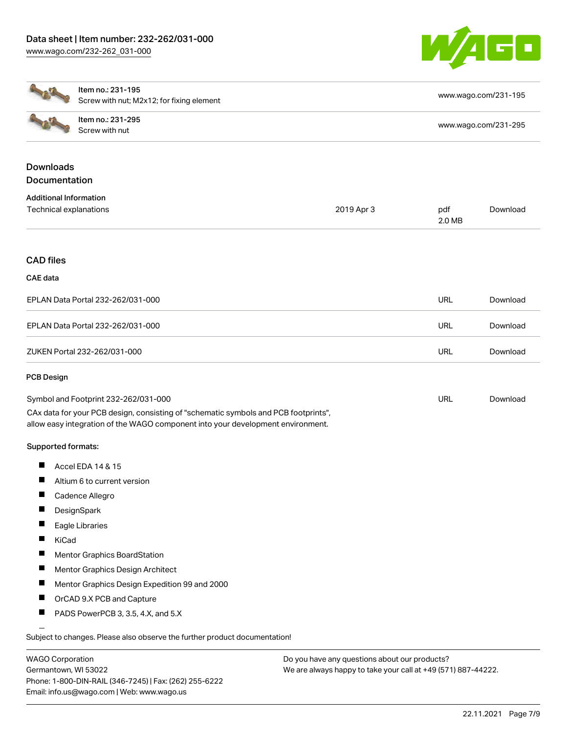| Item no.: 231-195<br>Screw with nut; M2x12; for fixing element | www.wago.com/231-195 |
| --- | --- |
| Item no.: 231-295<br>Screw with nut | www.wago.com/231-295 |

## Downloads

### Documentation

**Additional Information**

| Technical explanations | 2019 Apr 3 | pdf<br>2.0 MB | Download |
| --- | --- | --- | --- |

### CAD files

**CAE data**

| EPLAN Data Portal 232-262/031-000 | URL | Download |
| --- | --- | --- |
| EPLAN Data Portal 232-262/031-000 | URL | Download |
| ZUKEN Portal 232-262/031-000 | URL | Download |

**PCB Design**

| Symbol and Footprint 232-262/031-000 | URL | Download |
| --- | --- | --- |

CAx data for your PCB design, consisting of "schematic symbols and PCB footprints", allow easy integration of the WAGO component into your development environment.

**Supported formats:**

- Accel EDA 14 & 15
- Altium 6 to current version
- Cadence Allegro
- DesignSpark
- Eagle Libraries
- KiCad
- Mentor Graphics BoardStation
- Mentor Graphics Design Architect
- Mentor Graphics Design Expedition 99 and 2000
- OrCAD 9.X PCB and Capture
- PADS PowerPCB 3, 3.5, 4.X, and 5.X

Subject to changes. Please also observe the further product documentation!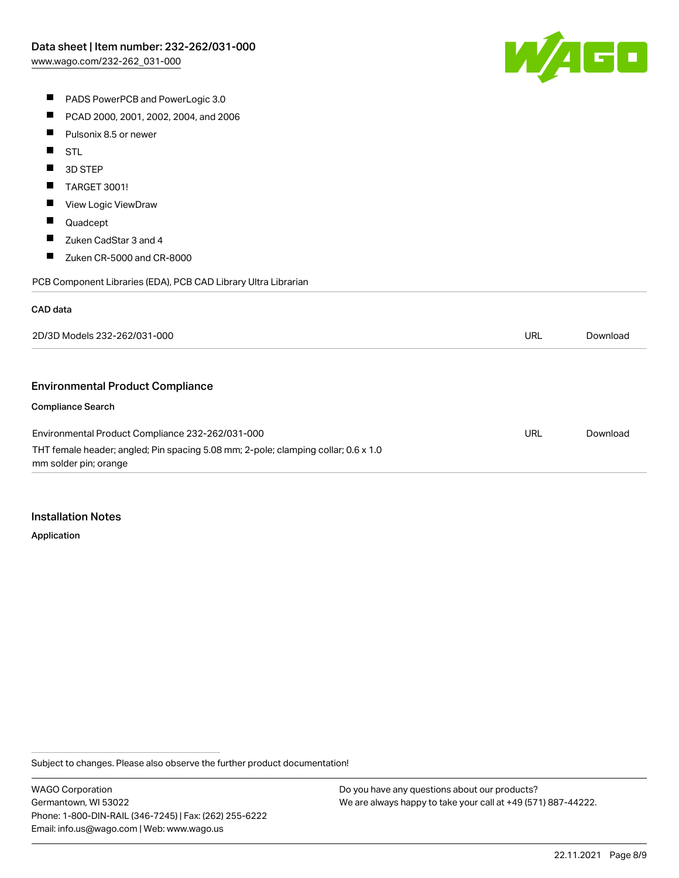- PADS PowerPCB and PowerLogic 3.0
- PCAD 2000, 2001, 2002, 2004, and 2006
- Pulsonix 8.5 or newer
- STL
- 3D STEP
- TARGET 3001!
- View Logic ViewDraw
- Quadcept
- Zuken CadStar 3 and 4
- Zuken CR-5000 and CR-8000

PCB Component Libraries (EDA), PCB CAD Library Ultra Librarian

**CAD data**

| | | |
|---|---|---|
| 2D/3D Models 232-262/031-000 | URL | Download |

## Environmental Product Compliance

**Compliance Search**

| | | |
|---|---|---|
| Environmental Product Compliance 232-262/031-000<br>THT female header; angled; Pin spacing 5.08 mm; 2-pole; clamping collar; 0.6 x 1.0 mm solder pin; orange | URL | Download |

## Installation Notes

**Application**

Subject to changes. Please also observe the further product documentation!

WAGO Corporation
Germantown, WI 53022
Phone: 1-800-DIN-RAIL (346-7245) | Fax: (262) 255-6222
Email: info.us@wago.com | Web: www.wago.us

Do you have any questions about our products?
We are always happy to take your call at +49 (571) 887-44222.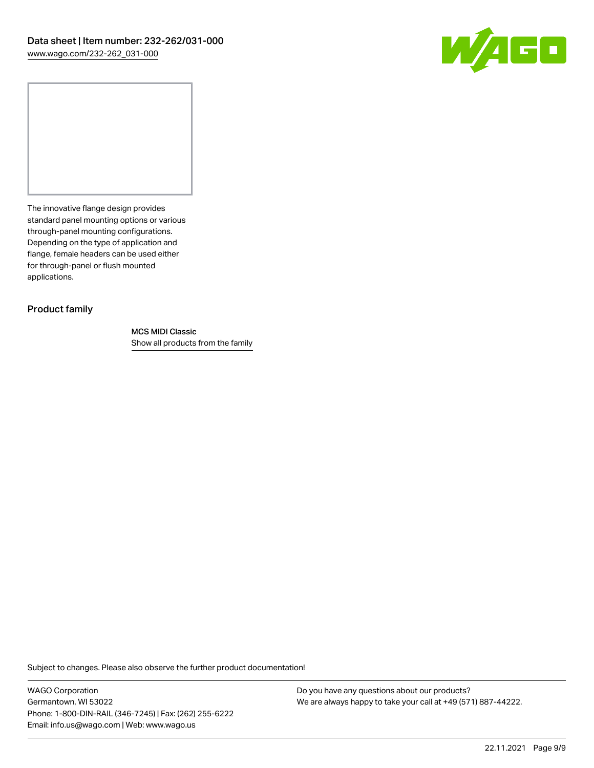The innovative flange design provides standard panel mounting options or various through-panel mounting configurations. Depending on the type of application and flange, female headers can be used either for through-panel or flush mounted applications.

## Product family

MCS MIDI Classic
Show all products from the family

Subject to changes. Please also observe the further product documentation!

WAGO Corporation
Germantown, WI 53022
Phone: 1-800-DIN-RAIL (346-7245) | Fax: (262) 255-6222
Email: info.us@wago.com | Web: www.wago.us

Do you have any questions about our products?
We are always happy to take your call at +49 (571) 887-44222.